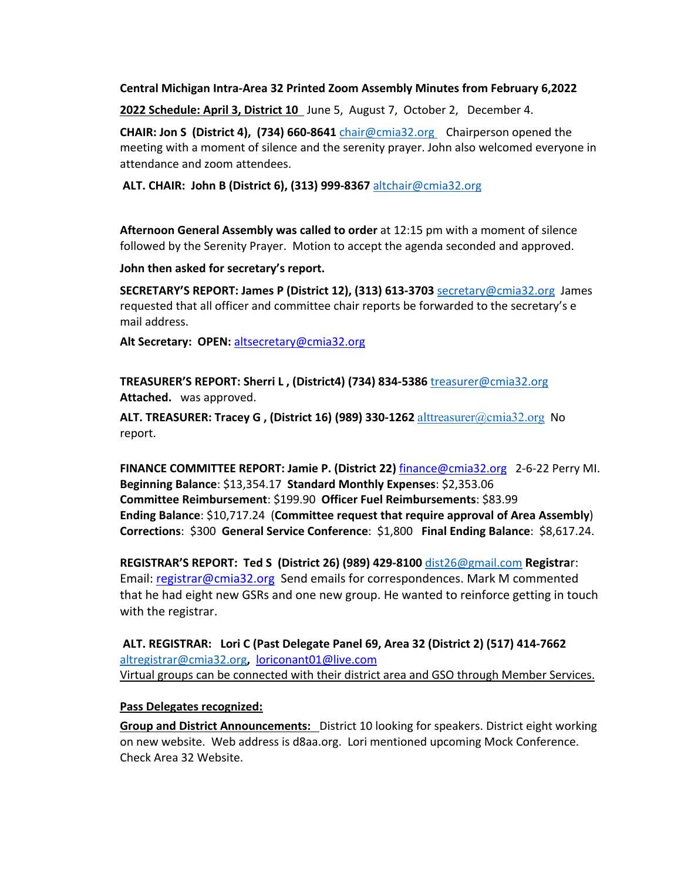**Central Michigan Intra-Area 32 Printed Zoom Assembly Minutes from February 6,2022**

**2022 Schedule: April 3, District 10** June 5, August 7, October 2, December 4.

**CHAIR: Jon S (District 4), (734) 660-8641** chair@cmia32.org Chairperson opened the meeting with a moment of silence and the serenity prayer. John also welcomed everyone in attendance and zoom attendees.

**ALT. CHAIR: John B (District 6), (313) 999-8367** altchair@cmia32.org

**Afternoon General Assembly was called to order** at 12:15 pm with a moment of silence followed by the Serenity Prayer. Motion to accept the agenda seconded and approved.

**John then asked for secretary's report.**

**SECRETARY'S REPORT: James P (District 12), (313) 613-3703** secretary@cmia32.org James requested that all officer and committee chair reports be forwarded to the secretary's e mail address.

**Alt Secretary: OPEN:** altsecretary@cmia32.org

**TREASURER'S REPORT: Sherri L , (District4) (734) 834-5386** treasurer@cmia32.org **Attached.** was approved.

**ALT. TREASURER: Tracey G , (District 16) (989) 330-1262** alttreasurer@cmia32.org No report.

**FINANCE COMMITTEE REPORT: Jamie P. (District 22)** finance@cmia32.org 2-6-22 Perry MI. **Beginning Balance**: $13,354.17 **Standard Monthly Expenses**: $2,353.06 **Committee Reimbursement**: $199.90 **Officer Fuel Reimbursements**: $83.99 **Ending Balance**: $10,717.24 (**Committee request that require approval of Area Assembly**) **Corrections**: $300 **General Service Conference**: $1,800 **Final Ending Balance**: $8,617.24.

**REGISTRAR'S REPORT: Ted S (District 26) (989) 429-8100** dist26@gmail.com **Registrar**: Email: registrar@cmia32.org Send emails for correspondences. Mark M commented that he had eight new GSRs and one new group. He wanted to reinforce getting in touch with the registrar.

**ALT. REGISTRAR: Lori C (Past Delegate Panel 69, Area 32 (District 2) (517) 414-7662** altregistrar@cmia32.org, loriconant01@live.com
Virtual groups can be connected with their district area and GSO through Member Services.

**Pass Delegates recognized:**

**Group and District Announcements:** District 10 looking for speakers. District eight working on new website. Web address is d8aa.org. Lori mentioned upcoming Mock Conference. Check Area 32 Website.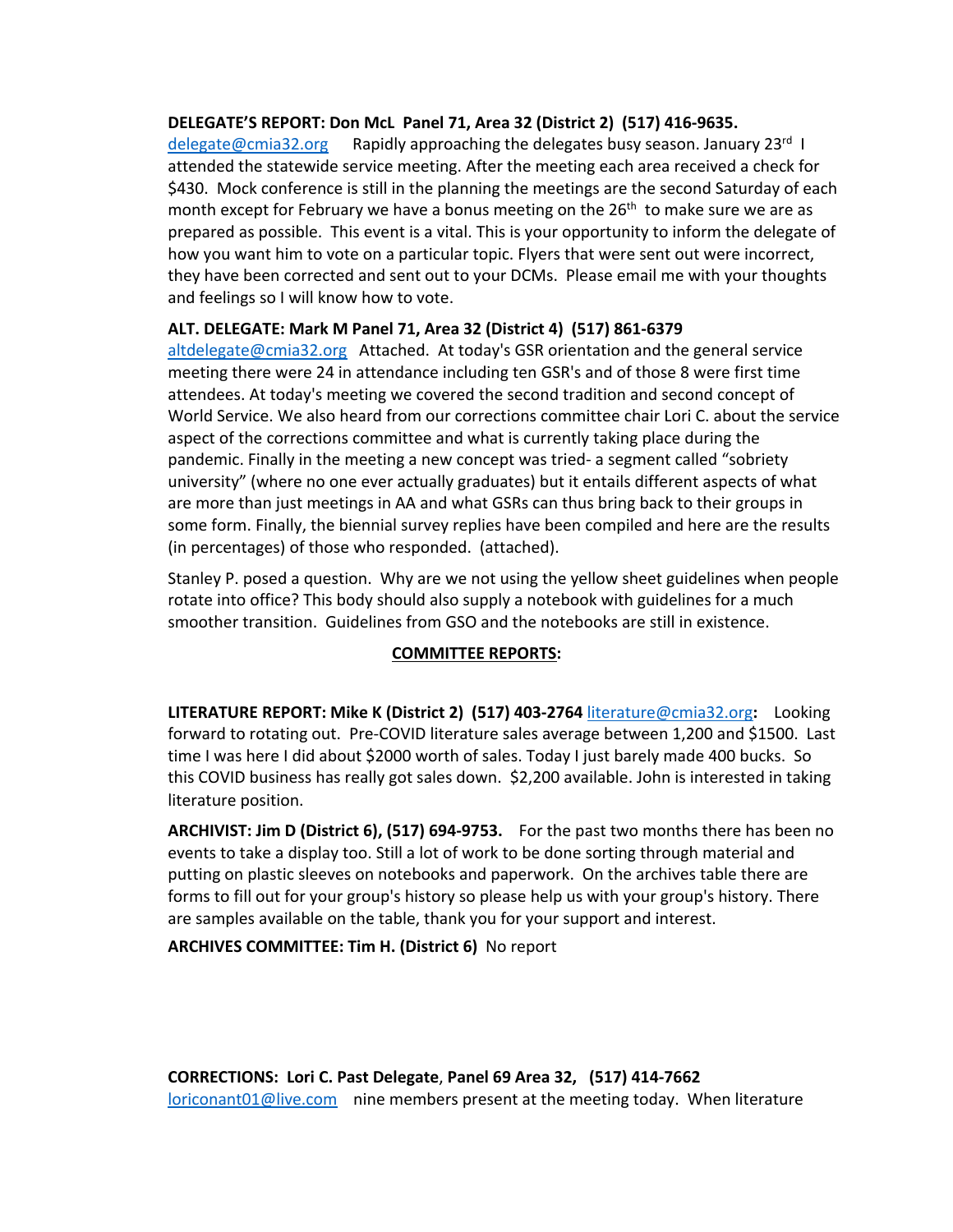**DELEGATE'S REPORT: Don McL Panel 71, Area 32 (District 2) (517) 416-9635.** delegate@cmia32.org Rapidly approaching the delegates busy season. January 23rd I attended the statewide service meeting. After the meeting each area received a check for $430. Mock conference is still in the planning the meetings are the second Saturday of each month except for February we have a bonus meeting on the 26th to make sure we are as prepared as possible. This event is a vital. This is your opportunity to inform the delegate of how you want him to vote on a particular topic. Flyers that were sent out were incorrect, they have been corrected and sent out to your DCMs. Please email me with your thoughts and feelings so I will know how to vote.

**ALT. DELEGATE: Mark M Panel 71, Area 32 (District 4) (517) 861-6379** altdelegate@cmia32.org Attached. At today's GSR orientation and the general service meeting there were 24 in attendance including ten GSR's and of those 8 were first time attendees. At today's meeting we covered the second tradition and second concept of World Service. We also heard from our corrections committee chair Lori C. about the service aspect of the corrections committee and what is currently taking place during the pandemic. Finally in the meeting a new concept was tried- a segment called "sobriety university" (where no one ever actually graduates) but it entails different aspects of what are more than just meetings in AA and what GSRs can thus bring back to their groups in some form. Finally, the biennial survey replies have been compiled and here are the results (in percentages) of those who responded. (attached).

Stanley P. posed a question. Why are we not using the yellow sheet guidelines when people rotate into office? This body should also supply a notebook with guidelines for a much smoother transition. Guidelines from GSO and the notebooks are still in existence.

## COMMITTEE REPORTS:

**LITERATURE REPORT: Mike K (District 2) (517) 403-2764** literature@cmia32.org**:** Looking forward to rotating out. Pre-COVID literature sales average between 1,200 and $1500. Last time I was here I did about $2000 worth of sales. Today I just barely made 400 bucks. So this COVID business has really got sales down. $2,200 available. John is interested in taking literature position.

**ARCHIVIST: Jim D (District 6), (517) 694-9753.** For the past two months there has been no events to take a display too. Still a lot of work to be done sorting through material and putting on plastic sleeves on notebooks and paperwork. On the archives table there are forms to fill out for your group's history so please help us with your group's history. There are samples available on the table, thank you for your support and interest.

**ARCHIVES COMMITTEE: Tim H. (District 6)** No report

**CORRECTIONS: Lori C. Past Delegate, Panel 69 Area 32, (517) 414-7662** loriconant01@live.com nine members present at the meeting today. When literature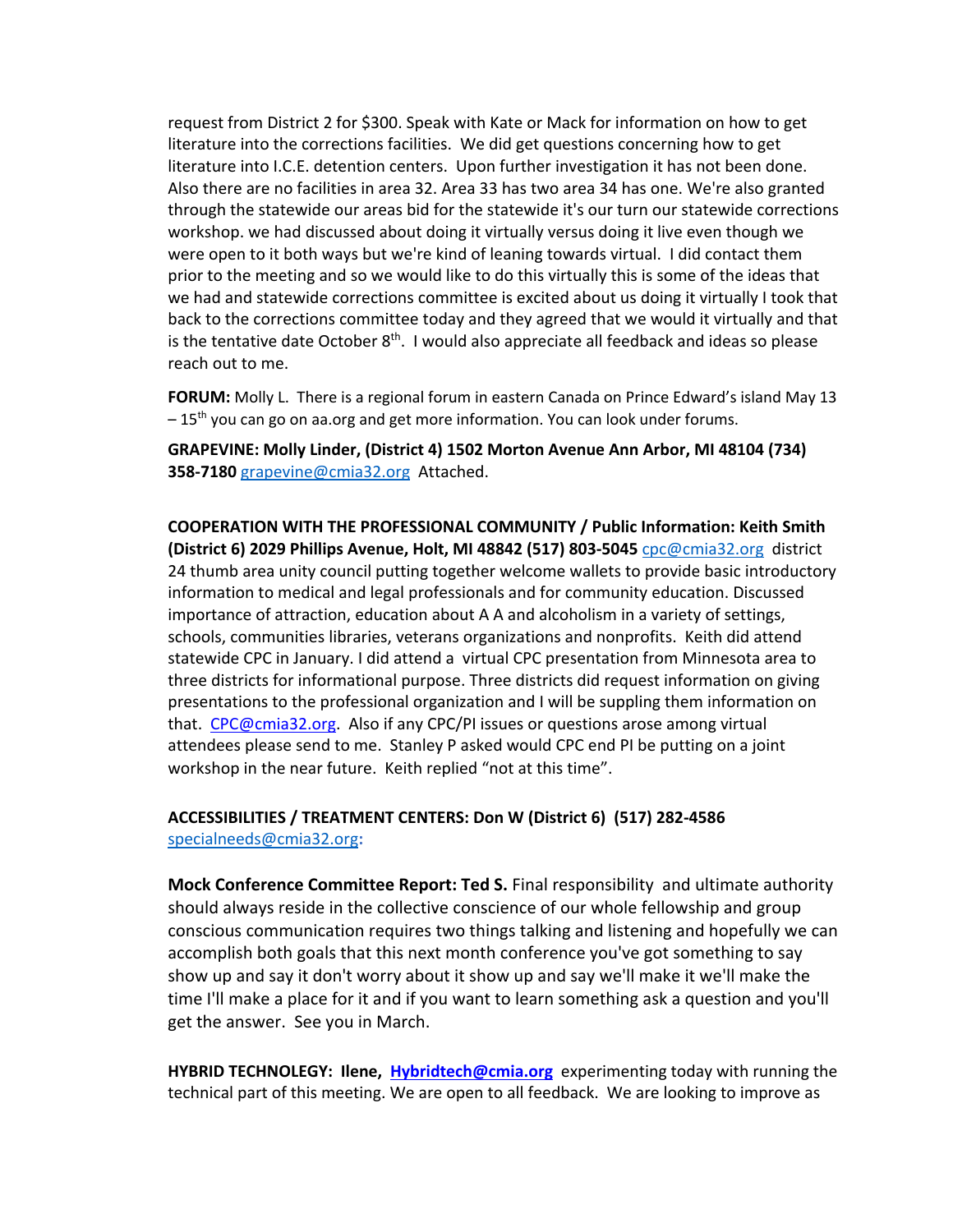request from District 2 for $300. Speak with Kate or Mack for information on how to get literature into the corrections facilities. We did get questions concerning how to get literature into I.C.E. detention centers. Upon further investigation it has not been done. Also there are no facilities in area 32. Area 33 has two area 34 has one. We're also granted through the statewide our areas bid for the statewide it's our turn our statewide corrections workshop. we had discussed about doing it virtually versus doing it live even though we were open to it both ways but we're kind of leaning towards virtual. I did contact them prior to the meeting and so we would like to do this virtually this is some of the ideas that we had and statewide corrections committee is excited about us doing it virtually I took that back to the corrections committee today and they agreed that we would it virtually and that is the tentative date October 8th. I would also appreciate all feedback and ideas so please reach out to me.

**FORUM:** Molly L. There is a regional forum in eastern Canada on Prince Edward's island May 13 – 15th you can go on aa.org and get more information. You can look under forums.

**GRAPEVINE: Molly Linder, (District 4) 1502 Morton Avenue Ann Arbor, MI 48104 (734) 358-7180** grapevine@cmia32.org Attached.

**COOPERATION WITH THE PROFESSIONAL COMMUNITY / Public Information: Keith Smith (District 6) 2029 Phillips Avenue, Holt, MI 48842 (517) 803-5045** cpc@cmia32.org district 24 thumb area unity council putting together welcome wallets to provide basic introductory information to medical and legal professionals and for community education. Discussed importance of attraction, education about A A and alcoholism in a variety of settings, schools, communities libraries, veterans organizations and nonprofits. Keith did attend statewide CPC in January. I did attend a virtual CPC presentation from Minnesota area to three districts for informational purpose. Three districts did request information on giving presentations to the professional organization and I will be suppling them information on that. CPC@cmia32.org. Also if any CPC/PI issues or questions arose among virtual attendees please send to me. Stanley P asked would CPC end PI be putting on a joint workshop in the near future. Keith replied "not at this time".

**ACCESSIBILITIES / TREATMENT CENTERS: Don W (District 6) (517) 282-4586**
specialneeds@cmia32.org:

**Mock Conference Committee Report: Ted S.** Final responsibility and ultimate authority should always reside in the collective conscience of our whole fellowship and group conscious communication requires two things talking and listening and hopefully we can accomplish both goals that this next month conference you've got something to say show up and say it don't worry about it show up and say we'll make it we'll make the time I'll make a place for it and if you want to learn something ask a question and you'll get the answer. See you in March.

**HYBRID TECHNOLEGY: Ilene, Hybridtech@cmia.org** experimenting today with running the technical part of this meeting. We are open to all feedback. We are looking to improve as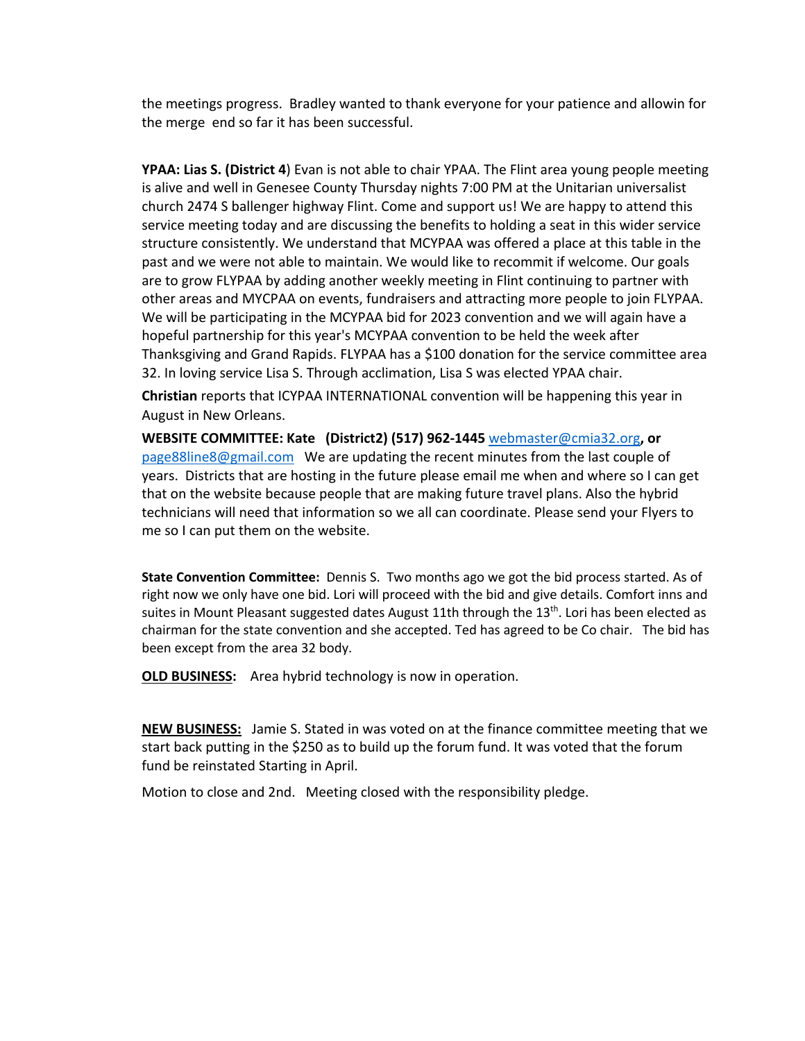the meetings progress. Bradley wanted to thank everyone for your patience and allowin for the merge end so far it has been successful.

**YPAA: Lias S. (District 4**) Evan is not able to chair YPAA. The Flint area young people meeting is alive and well in Genesee County Thursday nights 7:00 PM at the Unitarian universalist church 2474 S ballenger highway Flint. Come and support us! We are happy to attend this service meeting today and are discussing the benefits to holding a seat in this wider service structure consistently. We understand that MCYPAA was offered a place at this table in the past and we were not able to maintain. We would like to recommit if welcome. Our goals are to grow FLYPAA by adding another weekly meeting in Flint continuing to partner with other areas and MYCPAA on events, fundraisers and attracting more people to join FLYPAA. We will be participating in the MCYPAA bid for 2023 convention and we will again have a hopeful partnership for this year's MCYPAA convention to be held the week after Thanksgiving and Grand Rapids. FLYPAA has a $100 donation for the service committee area 32. In loving service Lisa S. Through acclimation, Lisa S was elected YPAA chair.

**Christian** reports that ICYPAA INTERNATIONAL convention will be happening this year in August in New Orleans.

**WEBSITE COMMITTEE: Kate (District2) (517) 962-1445** webmaster@cmia32.org**, or** page88line8@gmail.com We are updating the recent minutes from the last couple of years. Districts that are hosting in the future please email me when and where so I can get that on the website because people that are making future travel plans. Also the hybrid technicians will need that information so we all can coordinate. Please send your Flyers to me so I can put them on the website.

**State Convention Committee:** Dennis S. Two months ago we got the bid process started. As of right now we only have one bid. Lori will proceed with the bid and give details. Comfort inns and suites in Mount Pleasant suggested dates August 11th through the 13th. Lori has been elected as chairman for the state convention and she accepted. Ted has agreed to be Co chair. The bid has been except from the area 32 body.

**OLD BUSINESS:** Area hybrid technology is now in operation.

**NEW BUSINESS:** Jamie S. Stated in was voted on at the finance committee meeting that we start back putting in the $250 as to build up the forum fund. It was voted that the forum fund be reinstated Starting in April.

Motion to close and 2nd. Meeting closed with the responsibility pledge.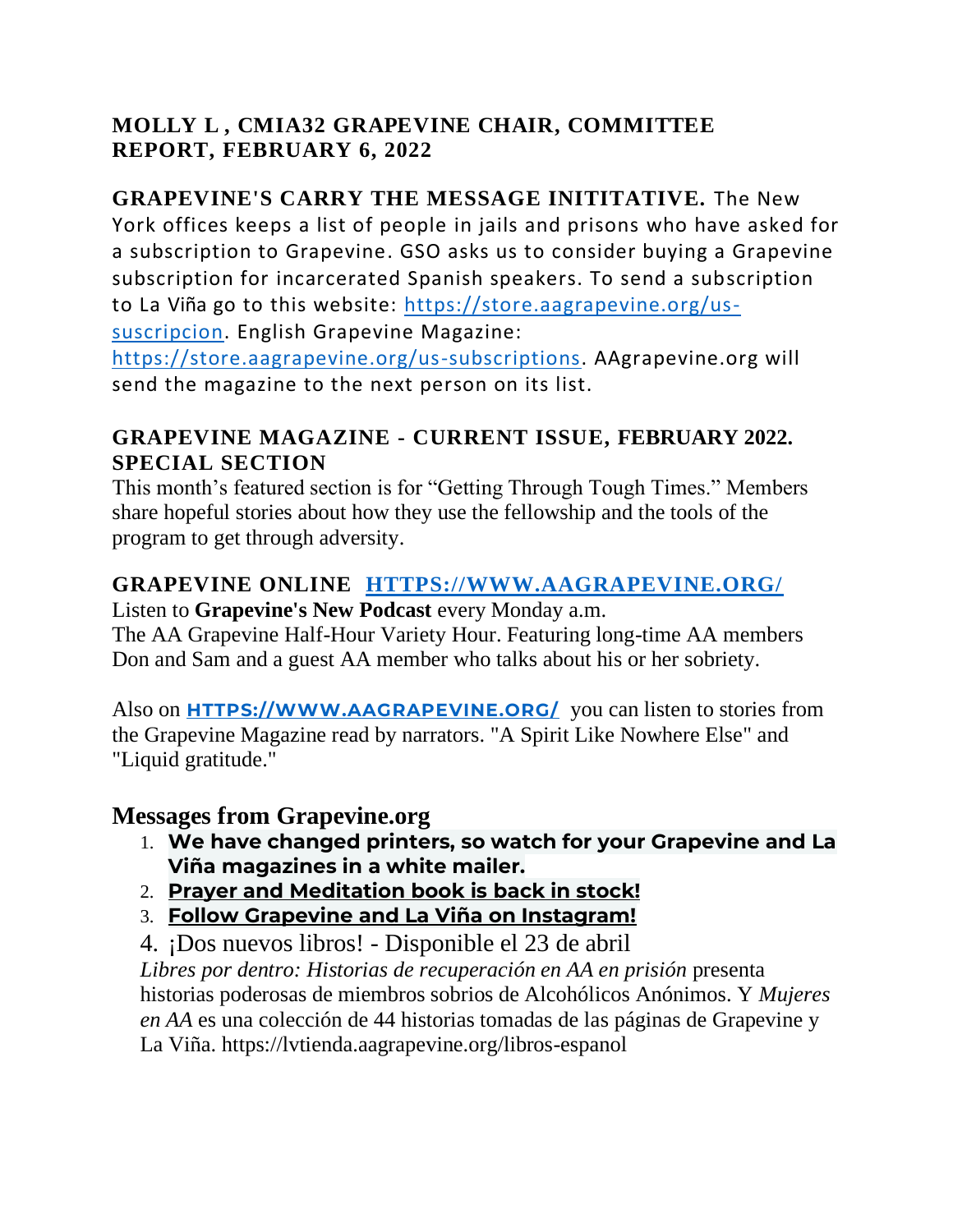## MOLLY L , CMIA32 GRAPEVINE CHAIR, COMMITTEE REPORT, FEBRUARY 6, 2022

**GRAPEVINE'S CARRY THE MESSAGE INITITATIVE.** The New York offices keeps a list of people in jails and prisons who have asked for a subscription to Grapevine. GSO asks us to consider buying a Grapevine subscription for incarcerated Spanish speakers. To send a subscription to La Viña go to this website: https://store.aagrapevine.org/us-suscripcion. English Grapevine Magazine: https://store.aagrapevine.org/us-subscriptions. AAgrapevine.org will send the magazine to the next person on its list.

### GRAPEVINE MAGAZINE - CURRENT ISSUE, FEBRUARY 2022. SPECIAL SECTION

This month's featured section is for "Getting Through Tough Times." Members share hopeful stories about how they use the fellowship and the tools of the program to get through adversity.

### GRAPEVINE ONLINE [HTTPS://WWW.AAGRAPEVINE.ORG/](HTTPS://WWW.AAGRAPEVINE.ORG/)

Listen to **Grapevine's New Podcast** every Monday a.m.
The AA Grapevine Half-Hour Variety Hour. Featuring long-time AA members Don and Sam and a guest AA member who talks about his or her sobriety.

Also on **HTTPS://WWW.AAGRAPEVINE.ORG/** you can listen to stories from the Grapevine Magazine read by narrators. "A Spirit Like Nowhere Else" and "Liquid gratitude."

## Messages from Grapevine.org

1. **We have changed printers, so watch for your Grapevine and La Viña magazines in a white mailer.**
2. **Prayer and Meditation book is back in stock!**
3. **Follow Grapevine and La Viña on Instagram!**
4. ¡Dos nuevos libros! - Disponible el 23 de abril
   *Libres por dentro: Historias de recuperación en AA en prisión* presenta historias poderosas de miembros sobrios de Alcohólicos Anónimos. Y *Mujeres en AA* es una colección de 44 historias tomadas de las páginas de Grapevine y La Viña. https://lvtienda.aagrapevine.org/libros-espanol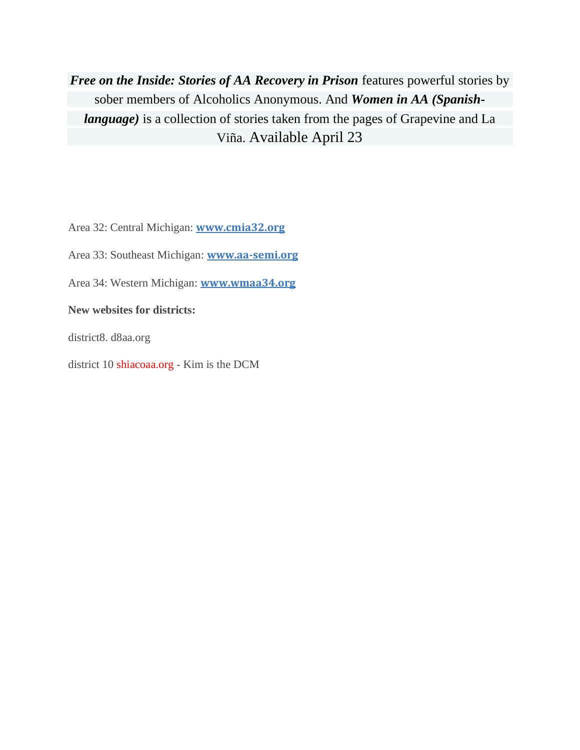***Free on the Inside: Stories of AA Recovery in Prison*** features powerful stories by sober members of Alcoholics Anonymous. And ***Women in AA (Spanish-language)*** is a collection of stories taken from the pages of Grapevine and La Viña. Available April 23

Area 32: Central Michigan: **www.cmia32.org**

Area 33: Southeast Michigan: **www.aa-semi.org**

Area 34: Western Michigan: **www.wmaa34.org**

**New websites for districts:**

district8. d8aa.org

district 10 shiacoaa.org - Kim is the DCM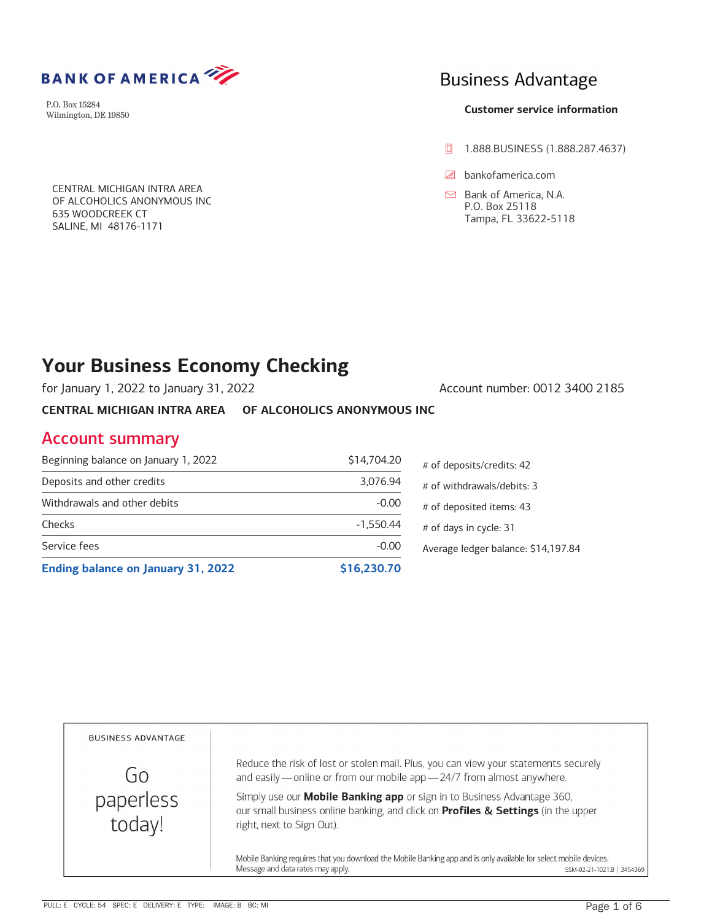BANK OF AMERICA

P.O. Box 15284
Wilmington, DE 19850

CENTRAL MICHIGAN INTRA AREA
OF ALCOHOLICS ANONYMOUS INC
635 WOODCREEK CT
SALINE, MI 48176-1171

## Business Advantage

**Customer service information**

1.888.BUSINESS (1.888.287.4637)

bankofamerica.com

Bank of America, N.A.
P.O. Box 25118
Tampa, FL 33622-5118

# Your Business Economy Checking

for January 1, 2022 to January 31, 2022

Account number: 0012 3400 2185

**CENTRAL MICHIGAN INTRA AREA OF ALCOHOLICS ANONYMOUS INC**

## Account summary

| | |
|---|---|
| Beginning balance on January 1, 2022 | $14,704.20 |
| Deposits and other credits | 3,076.94 |
| Withdrawals and other debits | -0.00 |
| Checks | -1,550.44 |
| Service fees | -0.00 |
| **Ending balance on January 31, 2022** | **$16,230.70** |

# of deposits/credits: 42
# of withdrawals/debits: 3
# of deposited items: 43
# of days in cycle: 31
Average ledger balance: $14,197.84

BUSINESS ADVANTAGE

Go paperless today!

Reduce the risk of lost or stolen mail. Plus, you can view your statements securely and easily — online or from our mobile app — 24/7 from almost anywhere.

Simply use our **Mobile Banking app** or sign in to Business Advantage 360, our small business online banking, and click on **Profiles & Settings** (in the upper right, next to Sign Out).

Mobile Banking requires that you download the Mobile Banking app and is only available for select mobile devices. Message and data rates may apply.

SSM-02-21-1021.B | 3454369

PULL: E CYCLE: 54 SPEC: E DELIVERY: E TYPE: IMAGE: B BC: MI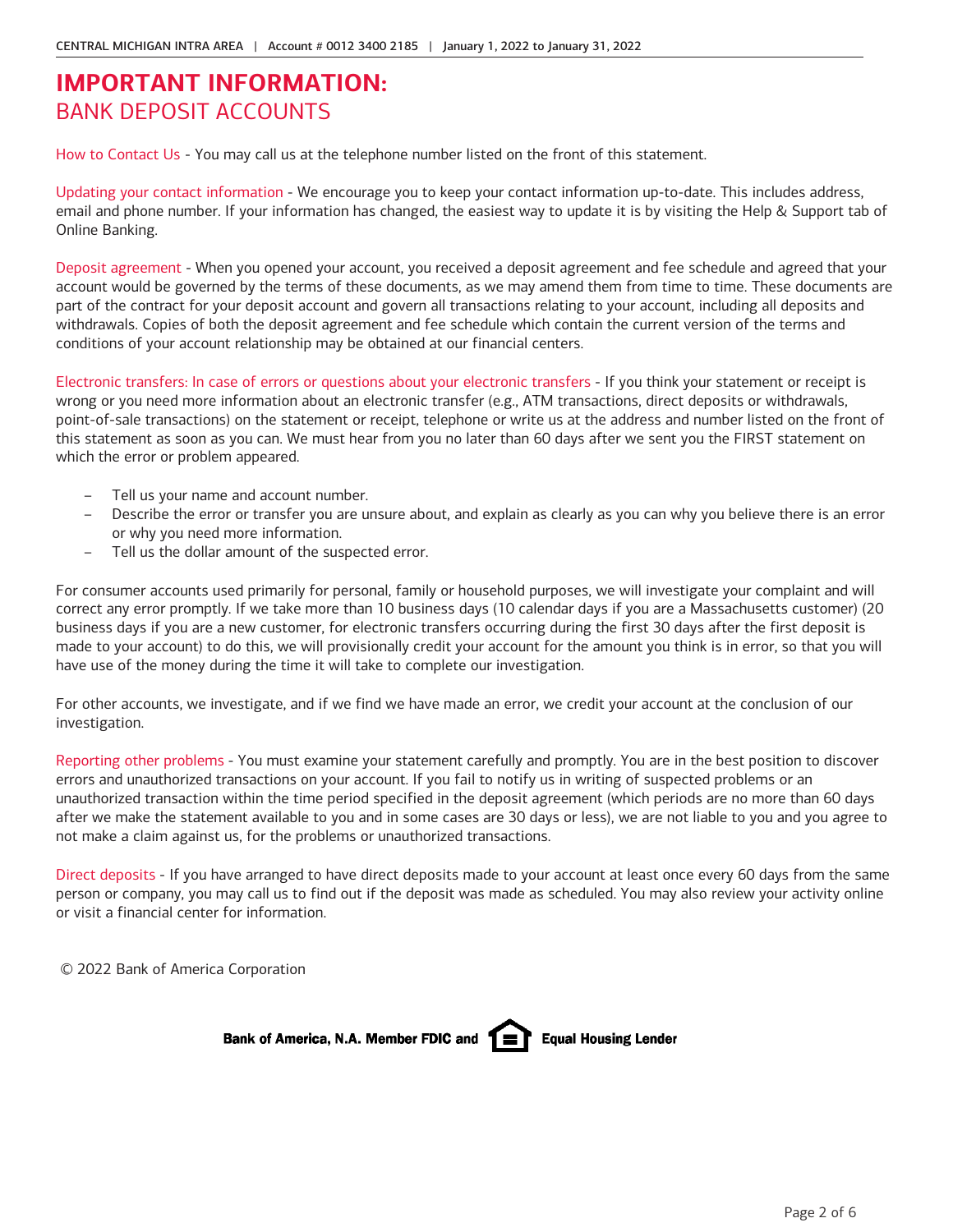# IMPORTANT INFORMATION:

## BANK DEPOSIT ACCOUNTS

How to Contact Us - You may call us at the telephone number listed on the front of this statement.

Updating your contact information - We encourage you to keep your contact information up-to-date. This includes address, email and phone number. If your information has changed, the easiest way to update it is by visiting the Help & Support tab of Online Banking.

Deposit agreement - When you opened your account, you received a deposit agreement and fee schedule and agreed that your account would be governed by the terms of these documents, as we may amend them from time to time. These documents are part of the contract for your deposit account and govern all transactions relating to your account, including all deposits and withdrawals. Copies of both the deposit agreement and fee schedule which contain the current version of the terms and conditions of your account relationship may be obtained at our financial centers.

Electronic transfers: In case of errors or questions about your electronic transfers - If you think your statement or receipt is wrong or you need more information about an electronic transfer (e.g., ATM transactions, direct deposits or withdrawals, point-of-sale transactions) on the statement or receipt, telephone or write us at the address and number listed on the front of this statement as soon as you can. We must hear from you no later than 60 days after we sent you the FIRST statement on which the error or problem appeared.

- Tell us your name and account number.
- Describe the error or transfer you are unsure about, and explain as clearly as you can why you believe there is an error or why you need more information.
- Tell us the dollar amount of the suspected error.

For consumer accounts used primarily for personal, family or household purposes, we will investigate your complaint and will correct any error promptly. If we take more than 10 business days (10 calendar days if you are a Massachusetts customer) (20 business days if you are a new customer, for electronic transfers occurring during the first 30 days after the first deposit is made to your account) to do this, we will provisionally credit your account for the amount you think is in error, so that you will have use of the money during the time it will take to complete our investigation.

For other accounts, we investigate, and if we find we have made an error, we credit your account at the conclusion of our investigation.

Reporting other problems - You must examine your statement carefully and promptly. You are in the best position to discover errors and unauthorized transactions on your account. If you fail to notify us in writing of suspected problems or an unauthorized transaction within the time period specified in the deposit agreement (which periods are no more than 60 days after we make the statement available to you and in some cases are 30 days or less), we are not liable to you and you agree to not make a claim against us, for the problems or unauthorized transactions.

Direct deposits - If you have arranged to have direct deposits made to your account at least once every 60 days from the same person or company, you may call us to find out if the deposit was made as scheduled. You may also review your activity online or visit a financial center for information.

© 2022 Bank of America Corporation

**Bank of America, N.A. Member FDIC and Equal Housing Lender**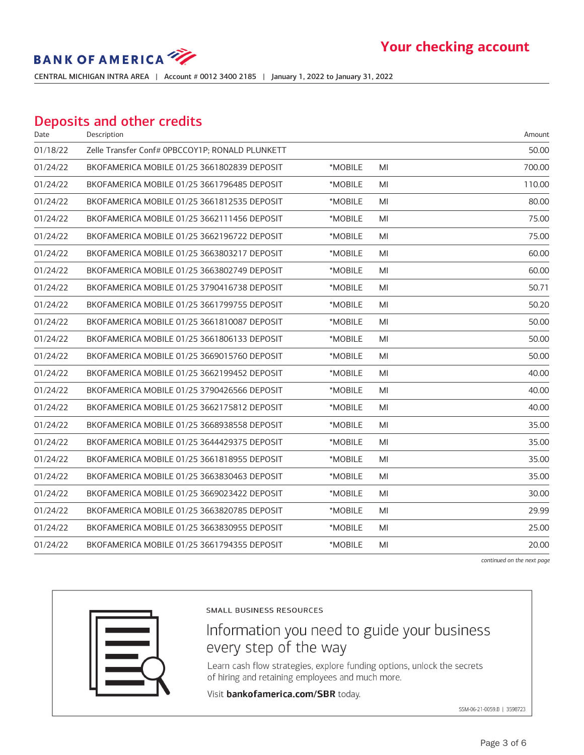# Your checking account

BANK OF AMERICA

CENTRAL MICHIGAN INTRA AREA | Account # 0012 3400 2185 | January 1, 2022 to January 31, 2022

## Deposits and other credits

| Date | Description | | | Amount |
|---|---|---|---|---|
| 01/18/22 | Zelle Transfer Conf# 0PBCCOY1P; RONALD PLUNKETT | | | 50.00 |
| 01/24/22 | BKOFAMERICA MOBILE 01/25 3661802839 DEPOSIT | *MOBILE | MI | 700.00 |
| 01/24/22 | BKOFAMERICA MOBILE 01/25 3661796485 DEPOSIT | *MOBILE | MI | 110.00 |
| 01/24/22 | BKOFAMERICA MOBILE 01/25 3661812535 DEPOSIT | *MOBILE | MI | 80.00 |
| 01/24/22 | BKOFAMERICA MOBILE 01/25 3662111456 DEPOSIT | *MOBILE | MI | 75.00 |
| 01/24/22 | BKOFAMERICA MOBILE 01/25 3662196722 DEPOSIT | *MOBILE | MI | 75.00 |
| 01/24/22 | BKOFAMERICA MOBILE 01/25 3663803217 DEPOSIT | *MOBILE | MI | 60.00 |
| 01/24/22 | BKOFAMERICA MOBILE 01/25 3663802749 DEPOSIT | *MOBILE | MI | 60.00 |
| 01/24/22 | BKOFAMERICA MOBILE 01/25 3790416738 DEPOSIT | *MOBILE | MI | 50.71 |
| 01/24/22 | BKOFAMERICA MOBILE 01/25 3661799755 DEPOSIT | *MOBILE | MI | 50.20 |
| 01/24/22 | BKOFAMERICA MOBILE 01/25 3661810087 DEPOSIT | *MOBILE | MI | 50.00 |
| 01/24/22 | BKOFAMERICA MOBILE 01/25 3661806133 DEPOSIT | *MOBILE | MI | 50.00 |
| 01/24/22 | BKOFAMERICA MOBILE 01/25 3669015760 DEPOSIT | *MOBILE | MI | 50.00 |
| 01/24/22 | BKOFAMERICA MOBILE 01/25 3662199452 DEPOSIT | *MOBILE | MI | 40.00 |
| 01/24/22 | BKOFAMERICA MOBILE 01/25 3790426566 DEPOSIT | *MOBILE | MI | 40.00 |
| 01/24/22 | BKOFAMERICA MOBILE 01/25 3662175812 DEPOSIT | *MOBILE | MI | 40.00 |
| 01/24/22 | BKOFAMERICA MOBILE 01/25 3668938558 DEPOSIT | *MOBILE | MI | 35.00 |
| 01/24/22 | BKOFAMERICA MOBILE 01/25 3644429375 DEPOSIT | *MOBILE | MI | 35.00 |
| 01/24/22 | BKOFAMERICA MOBILE 01/25 3661818955 DEPOSIT | *MOBILE | MI | 35.00 |
| 01/24/22 | BKOFAMERICA MOBILE 01/25 3663830463 DEPOSIT | *MOBILE | MI | 35.00 |
| 01/24/22 | BKOFAMERICA MOBILE 01/25 3669023422 DEPOSIT | *MOBILE | MI | 30.00 |
| 01/24/22 | BKOFAMERICA MOBILE 01/25 3663820785 DEPOSIT | *MOBILE | MI | 29.99 |
| 01/24/22 | BKOFAMERICA MOBILE 01/25 3663830955 DEPOSIT | *MOBILE | MI | 25.00 |
| 01/24/22 | BKOFAMERICA MOBILE 01/25 3661794355 DEPOSIT | *MOBILE | MI | 20.00 |

*continued on the next page*

SMALL BUSINESS RESOURCES

Information you need to guide your business every step of the way

Learn cash flow strategies, explore funding options, unlock the secrets of hiring and retaining employees and much more.

Visit **bankofamerica.com/SBR** today.

SSM-06-21-0059.B | 3598723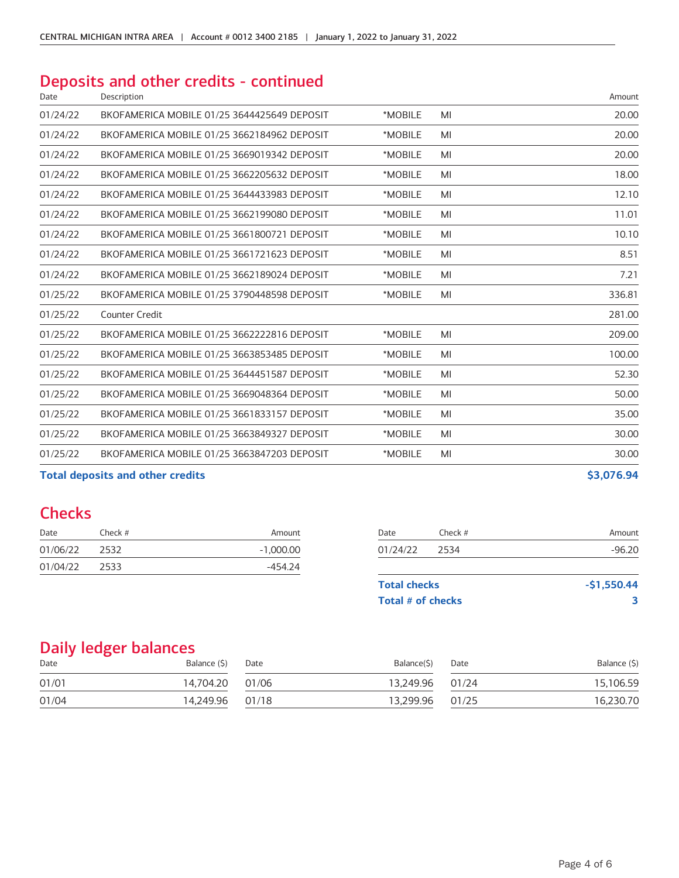## Deposits and other credits - continued

| Date | Description | | | Amount |
|---|---|---|---|---|
| 01/24/22 | BKOFAMERICA MOBILE 01/25 3644425649 DEPOSIT | *MOBILE | MI | 20.00 |
| 01/24/22 | BKOFAMERICA MOBILE 01/25 3662184962 DEPOSIT | *MOBILE | MI | 20.00 |
| 01/24/22 | BKOFAMERICA MOBILE 01/25 3669019342 DEPOSIT | *MOBILE | MI | 20.00 |
| 01/24/22 | BKOFAMERICA MOBILE 01/25 3662205632 DEPOSIT | *MOBILE | MI | 18.00 |
| 01/24/22 | BKOFAMERICA MOBILE 01/25 3644433983 DEPOSIT | *MOBILE | MI | 12.10 |
| 01/24/22 | BKOFAMERICA MOBILE 01/25 3662199080 DEPOSIT | *MOBILE | MI | 11.01 |
| 01/24/22 | BKOFAMERICA MOBILE 01/25 3661800721 DEPOSIT | *MOBILE | MI | 10.10 |
| 01/24/22 | BKOFAMERICA MOBILE 01/25 3661721623 DEPOSIT | *MOBILE | MI | 8.51 |
| 01/24/22 | BKOFAMERICA MOBILE 01/25 3662189024 DEPOSIT | *MOBILE | MI | 7.21 |
| 01/25/22 | BKOFAMERICA MOBILE 01/25 3790448598 DEPOSIT | *MOBILE | MI | 336.81 |
| 01/25/22 | Counter Credit | | | 281.00 |
| 01/25/22 | BKOFAMERICA MOBILE 01/25 3662222816 DEPOSIT | *MOBILE | MI | 209.00 |
| 01/25/22 | BKOFAMERICA MOBILE 01/25 3663853485 DEPOSIT | *MOBILE | MI | 100.00 |
| 01/25/22 | BKOFAMERICA MOBILE 01/25 3644451587 DEPOSIT | *MOBILE | MI | 52.30 |
| 01/25/22 | BKOFAMERICA MOBILE 01/25 3669048364 DEPOSIT | *MOBILE | MI | 50.00 |
| 01/25/22 | BKOFAMERICA MOBILE 01/25 3661833157 DEPOSIT | *MOBILE | MI | 35.00 |
| 01/25/22 | BKOFAMERICA MOBILE 01/25 3663849327 DEPOSIT | *MOBILE | MI | 30.00 |
| 01/25/22 | BKOFAMERICA MOBILE 01/25 3663847203 DEPOSIT | *MOBILE | MI | 30.00 |
| **Total deposits and other credits** | | | | **$3,076.94** |

## Checks

| Date | Check # | Amount |
|---|---|---|
| 01/06/22 | 2532 | -1,000.00 |
| 01/04/22 | 2533 | -454.24 |
| 01/24/22 | 2534 | -96.20 |
| **Total checks** | | **-$1,550.44** |
| **Total # of checks** | | **3** |

## Daily ledger balances

| Date | Balance ($) | Date | Balance($) | Date | Balance ($) |
|---|---|---|---|---|---|
| 01/01 | 14,704.20 | 01/06 | 13,249.96 | 01/24 | 15,106.59 |
| 01/04 | 14,249.96 | 01/18 | 13,299.96 | 01/25 | 16,230.70 |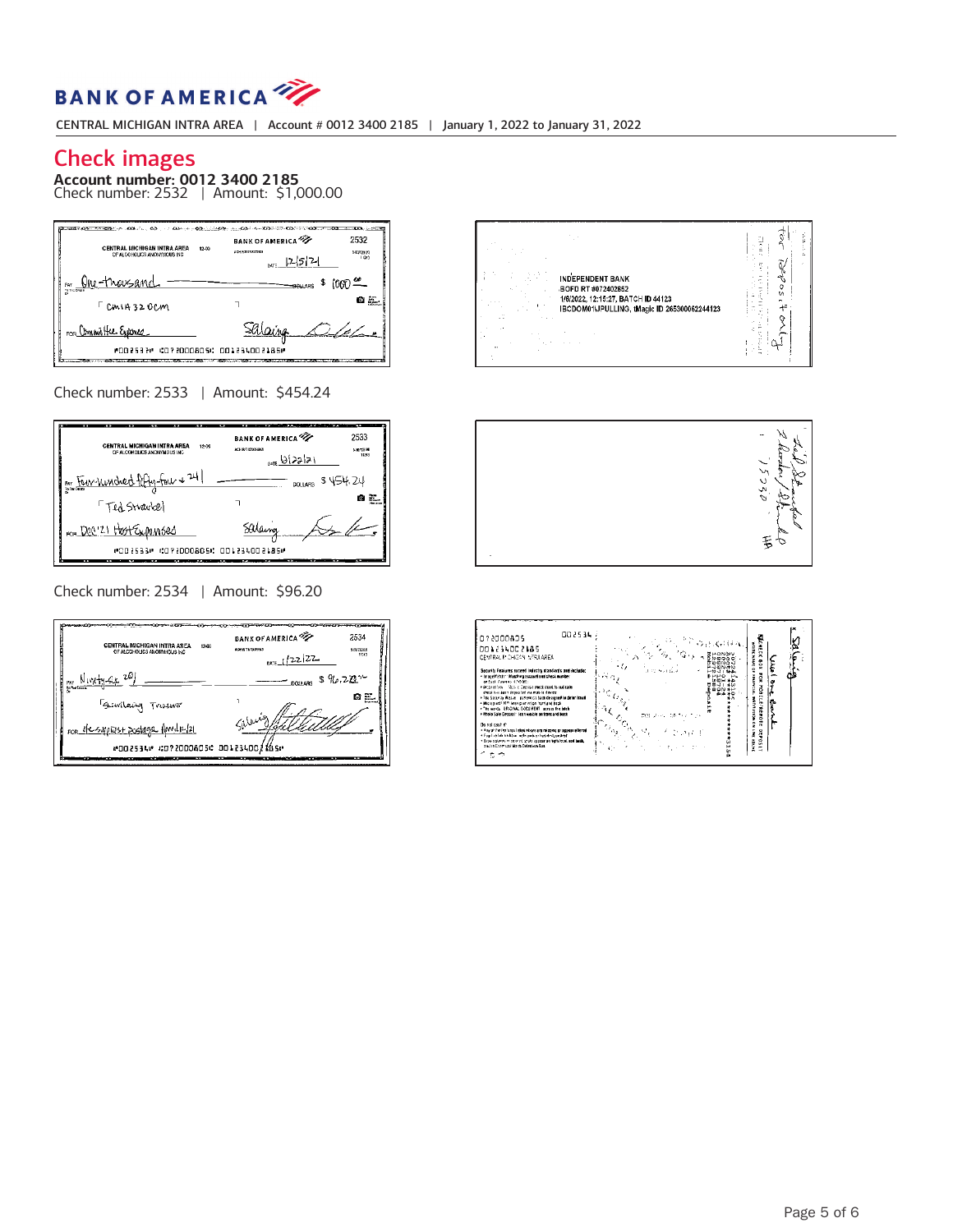# Check images

**Account number: 0012 3400 2185**

Check number: 2532 | Amount: $1,000.00

CENTRAL MICHIGAN INTRA AREA OF ALCOHOLICS ANONYMOUS INC

BANK OF AMERICA

2532

DATE 12/5/21

PAY One thousand DOLLARS $ 1000 00/100

CMIA 32 OCM

FOR Committee Expenses

⑈002532⑈ ⑆072000805⑆ 001234002185⑈

INDEPENDENT BANK
BOFD RT #072402652
1/6/2022, 12:15:27, BATCH ID 44123
IBCDOM01\JPULLING, tMagic ID 265300062244123

For Deposit Only

Check number: 2533 | Amount: $454.24

CENTRAL MICHIGAN INTRA AREA OF ALCOHOLICS ANONYMOUS INC

BANK OF AMERICA

2533

DATE 6/22/21

PAY Four-hundred fifty-four + 24/100 DOLLARS $ 454.24

Ted Strachel

FOR Dec '21 Host Expenses

⑈002533⑈ ⑆072000805⑆ 001234002185⑈

Check number: 2534 | Amount: $96.20

CENTRAL MICHIGAN INTRA AREA OF ALCOHOLICS ANONYMOUS INC

BANK OF AMERICA

2534

DATE 1/22/22

PAY Ninety-six 20/100 DOLLARS $ 96.20

Secretary Treasurer

FOR Office supplies postage April 11-21

⑈002534⑈ ⑆072000805⑆ 001234002185⑈

072000805
001234002185
CENTRAL MICHIGAN INTRA AREA

002534

FOR MOBILE DEPOSIT